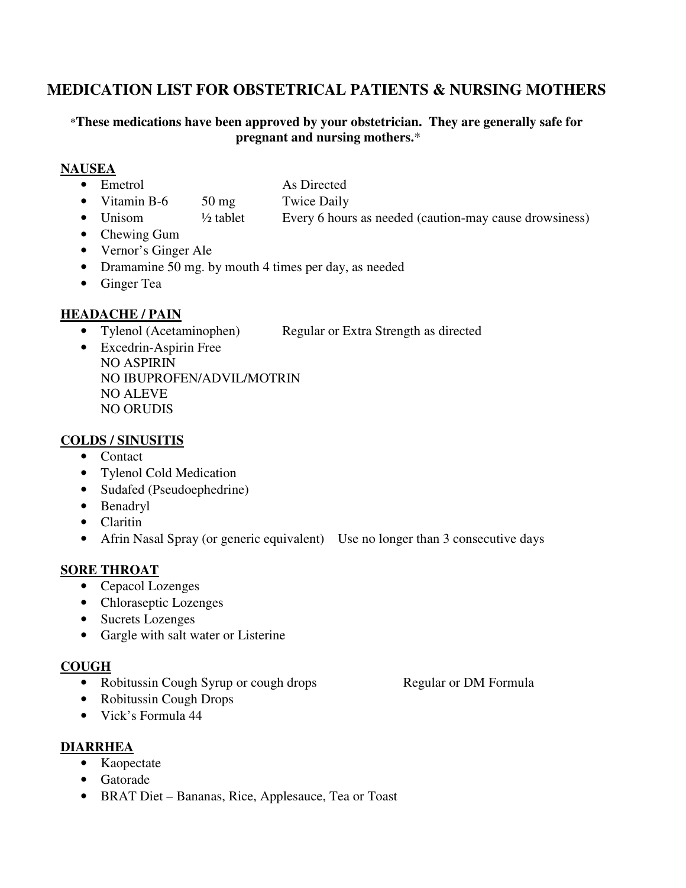# MEDICATION LIST FOR OBSTETRICAL PATIENTS & NURSING MOTHERS

***These medications have been approved by your obstetrician. They are generally safe for pregnant and nursing mothers.***

## NAUSEA

- Emetrol As Directed
- Vitamin B-6 50 mg Twice Daily
- Unisom ½ tablet Every 6 hours as needed (caution-may cause drowsiness)
- Chewing Gum
- Vernor's Ginger Ale
- Dramamine 50 mg. by mouth 4 times per day, as needed
- Ginger Tea

## HEADACHE / PAIN

- Tylenol (Acetaminophen) Regular or Extra Strength as directed
- Excedrin-Aspirin Free
  NO ASPIRIN
  NO IBUPROFEN/ADVIL/MOTRIN
  NO ALEVE
  NO ORUDIS

## COLDS / SINUSITIS

- Contact
- Tylenol Cold Medication
- Sudafed (Pseudoephedrine)
- Benadryl
- Claritin
- Afrin Nasal Spray (or generic equivalent) Use no longer than 3 consecutive days

## SORE THROAT

- Cepacol Lozenges
- Chloraseptic Lozenges
- Sucrets Lozenges
- Gargle with salt water or Listerine

## COUGH

- Robitussin Cough Syrup or cough drops Regular or DM Formula
- Robitussin Cough Drops
- Vick's Formula 44

## DIARRHEA

- Kaopectate
- Gatorade
- BRAT Diet – Bananas, Rice, Applesauce, Tea or Toast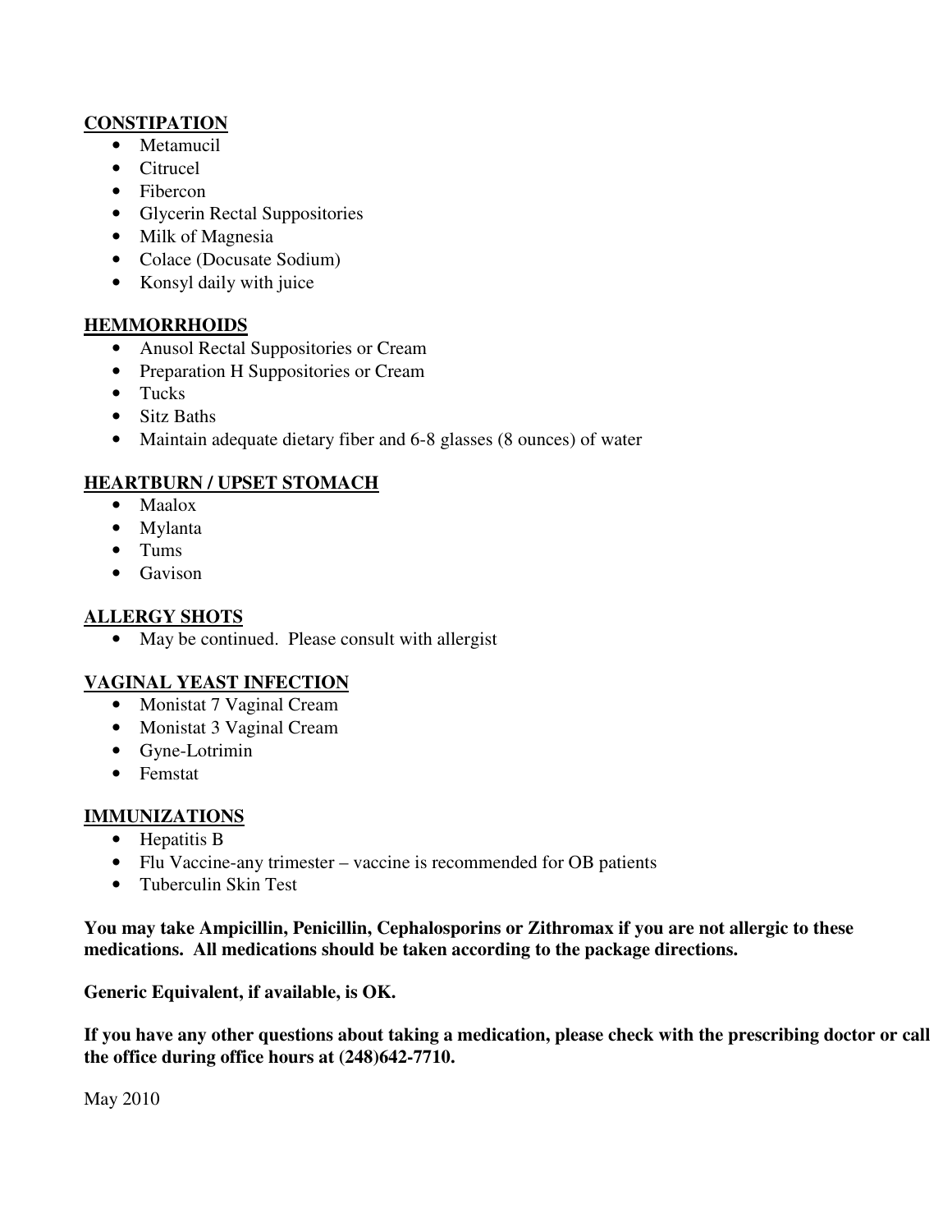**CONSTIPATION**

- Metamucil
- Citrucel
- Fibercon
- Glycerin Rectal Suppositories
- Milk of Magnesia
- Colace (Docusate Sodium)
- Konsyl daily with juice

**HEMMORRHOIDS**

- Anusol Rectal Suppositories or Cream
- Preparation H Suppositories or Cream
- Tucks
- Sitz Baths
- Maintain adequate dietary fiber and 6-8 glasses (8 ounces) of water

**HEARTBURN / UPSET STOMACH**

- Maalox
- Mylanta
- Tums
- Gavison

**ALLERGY SHOTS**

- May be continued. Please consult with allergist

**VAGINAL YEAST INFECTION**

- Monistat 7 Vaginal Cream
- Monistat 3 Vaginal Cream
- Gyne-Lotrimin
- Femstat

**IMMUNIZATIONS**

- Hepatitis B
- Flu Vaccine-any trimester – vaccine is recommended for OB patients
- Tuberculin Skin Test

**You may take Ampicillin, Penicillin, Cephalosporins or Zithromax if you are not allergic to these medications. All medications should be taken according to the package directions.**

**Generic Equivalent, if available, is OK.**

**If you have any other questions about taking a medication, please check with the prescribing doctor or call the office during office hours at (248)642-7710.**

May 2010